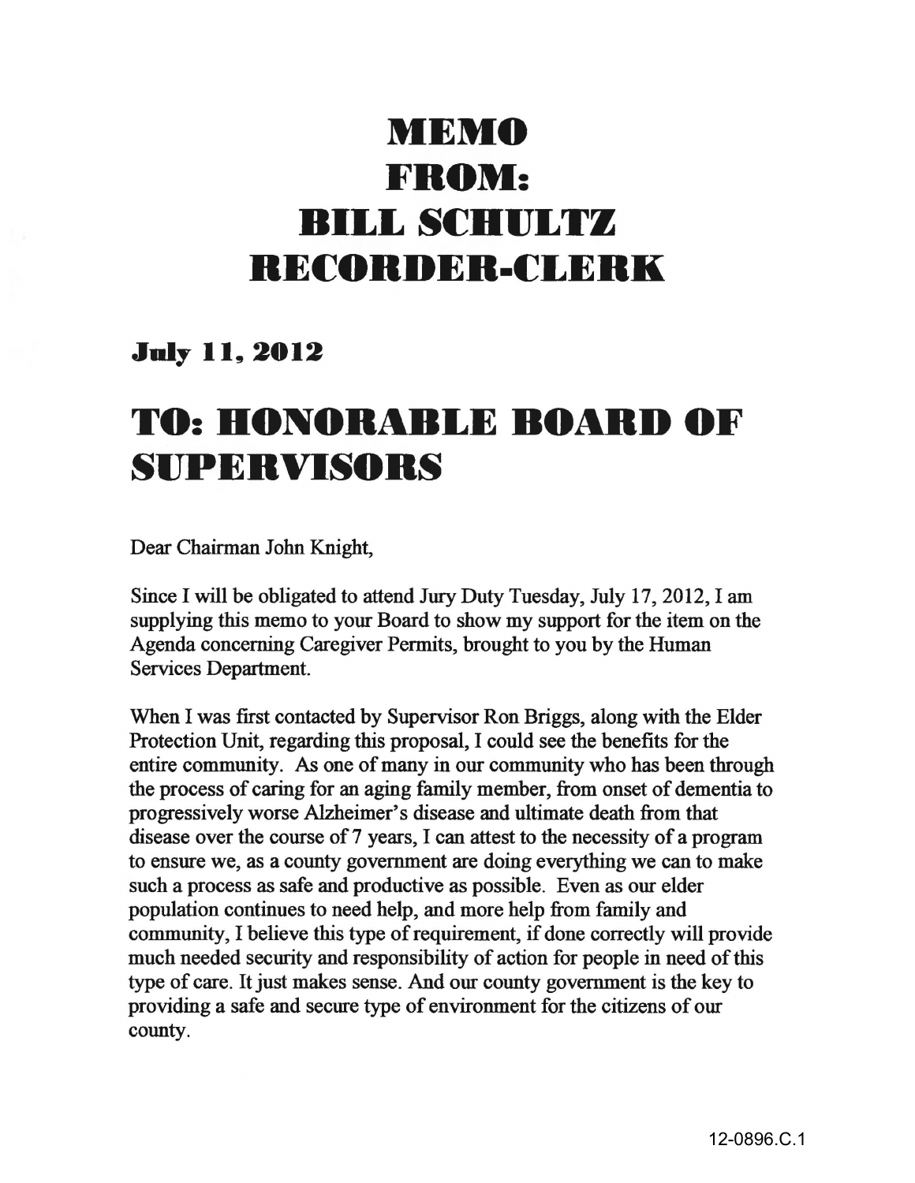# MEMO FROM: BILL SCHULTZ RECORDER-CLERK

## July 11, 2012

# TO: HONORABLE BOARD OF SUPERVISORS

Dear Chairman John Knight,

Since I will be obligated to attend Jury Duty Tuesday, July 17, 2012, I am supplying this memo to your Board to show my support for the item on the Agenda concerning Caregiver Permits, brought to you by the Human Services Department.

When I was first contacted by Supervisor Ron Briggs, along with the Elder Protection Unit, regarding this proposal, I could see the benefits for the entire community. As one of many in our community who has been through the process of caring for an aging family member, from onset of dementia to progressively worse Alzheimer's disease and ultimate death from that disease over the course of 7 years, I can attest to the necessity of a program to ensure we, as a county government are doing everything we can to make such a process as safe and productive as possible. Even as our elder population continues to need help, and more help from family and community, I believe this type of requirement, if done correctly will provide much needed security and responsibility of action for people in need of this type of care. It just makes sense. And our county government is the key to providing a safe and secure type of environment for the citizens of our county.

12-0896.C.1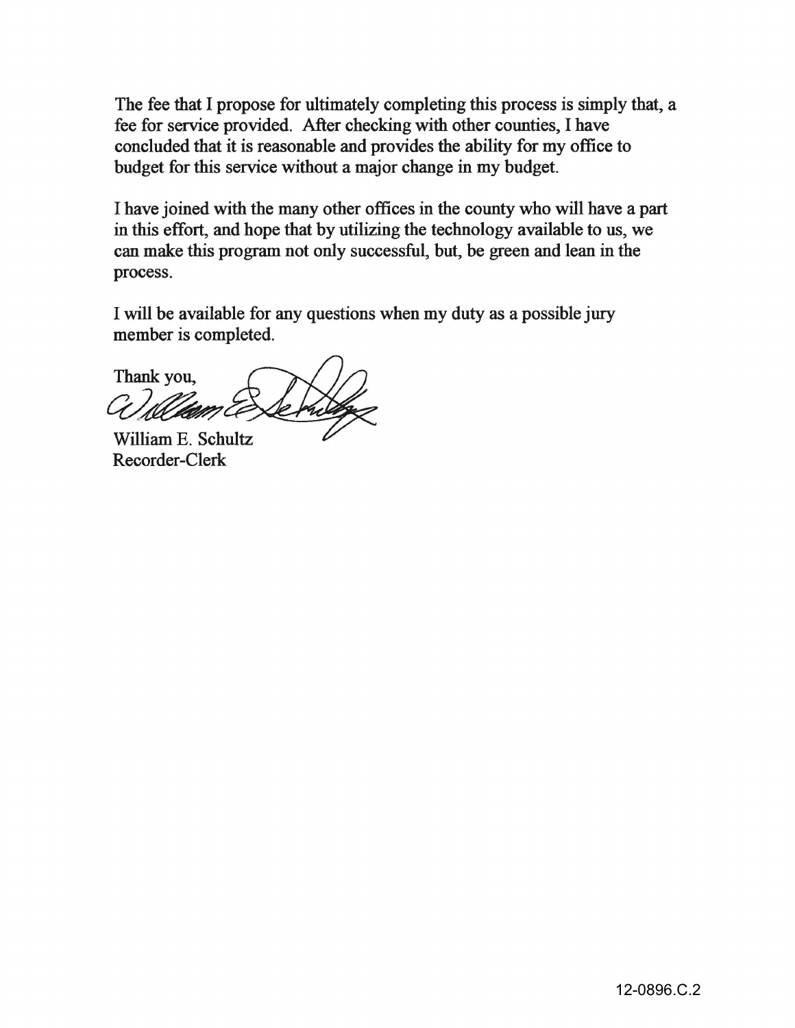The fee that I propose for ultimately completing this process is simply that, a fee for service provided. After checking with other counties, I have concluded that it is reasonable and provides the ability for my office to budget for this service without a major change in my budget.

I have joined with the many other offices in the county who will have a part in this effort, and hope that by utilizing the technology available to us, we can make this program not only successful, but, be green and lean in the process.

I will be available for any questions when my duty as a possible jury member is completed.

Thank you,

William E. Schultz
Recorder-Clerk

12-0896.C.2